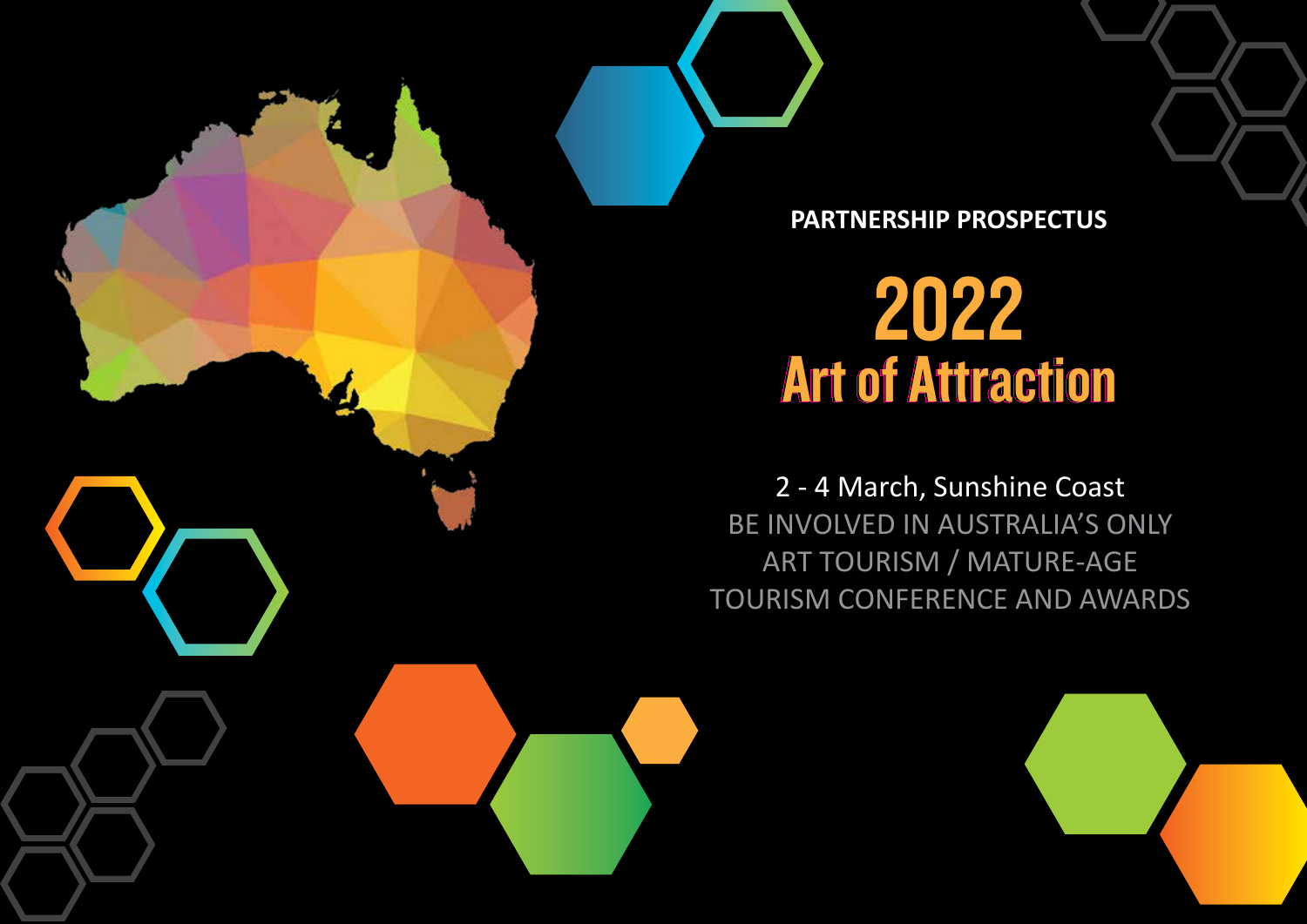PARTNERSHIP PROSPECTUS

# 2022
# Art of Attraction

2 - 4 March, Sunshine Coast

BE INVOLVED IN AUSTRALIA'S ONLY ART TOURISM / MATURE-AGE TOURISM CONFERENCE AND AWARDS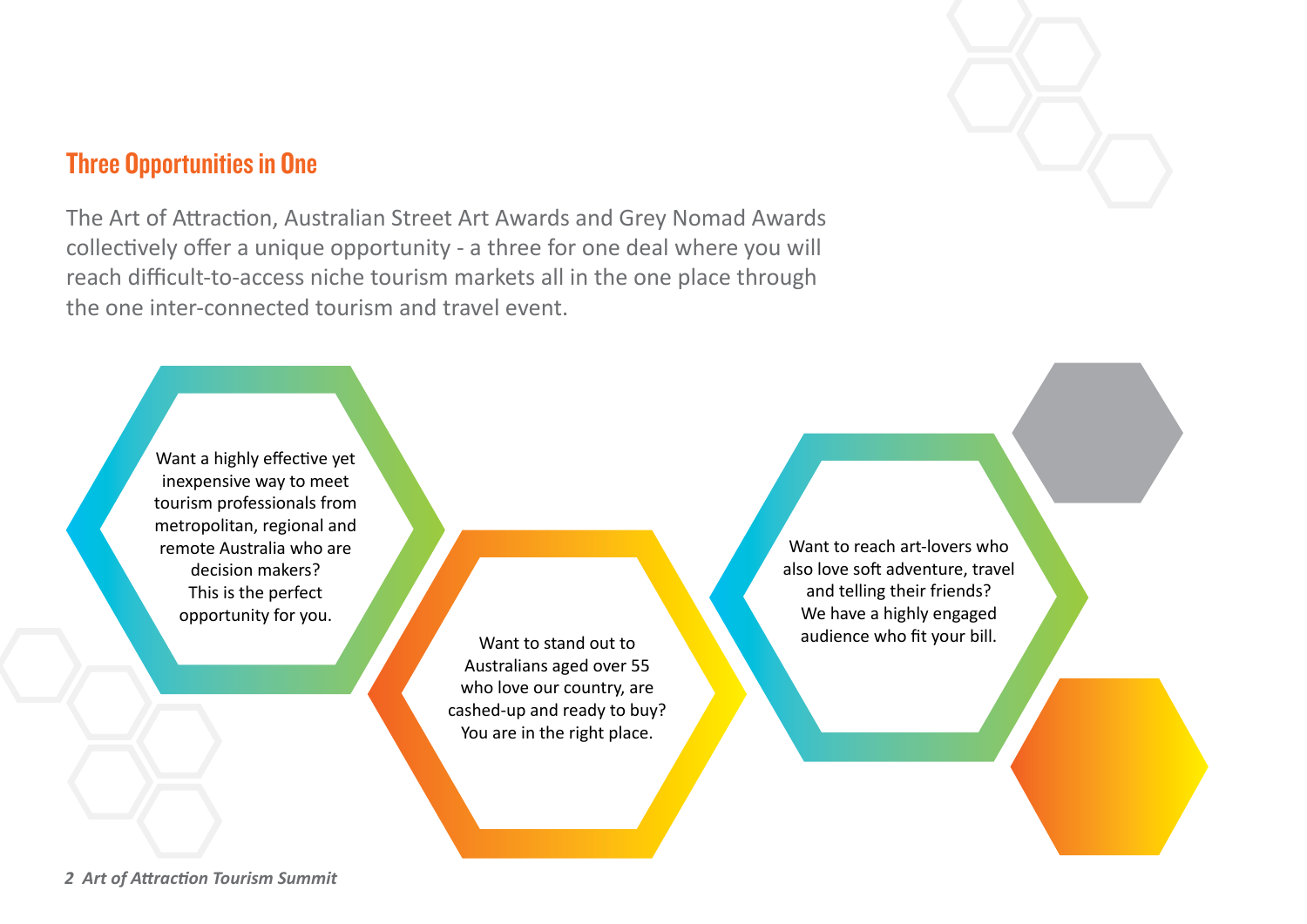## Three Opportunities in One

The Art of Attraction, Australian Street Art Awards and Grey Nomad Awards collectively offer a unique opportunity - a three for one deal where you will reach difficult-to-access niche tourism markets all in the one place through the one inter-connected tourism and travel event.

Want a highly effective yet inexpensive way to meet tourism professionals from metropolitan, regional and remote Australia who are decision makers?
This is the perfect opportunity for you.

Want to stand out to Australians aged over 55 who love our country, are cashed-up and ready to buy?
You are in the right place.

Want to reach art-lovers who also love soft adventure, travel and telling their friends?
We have a highly engaged audience who fit your bill.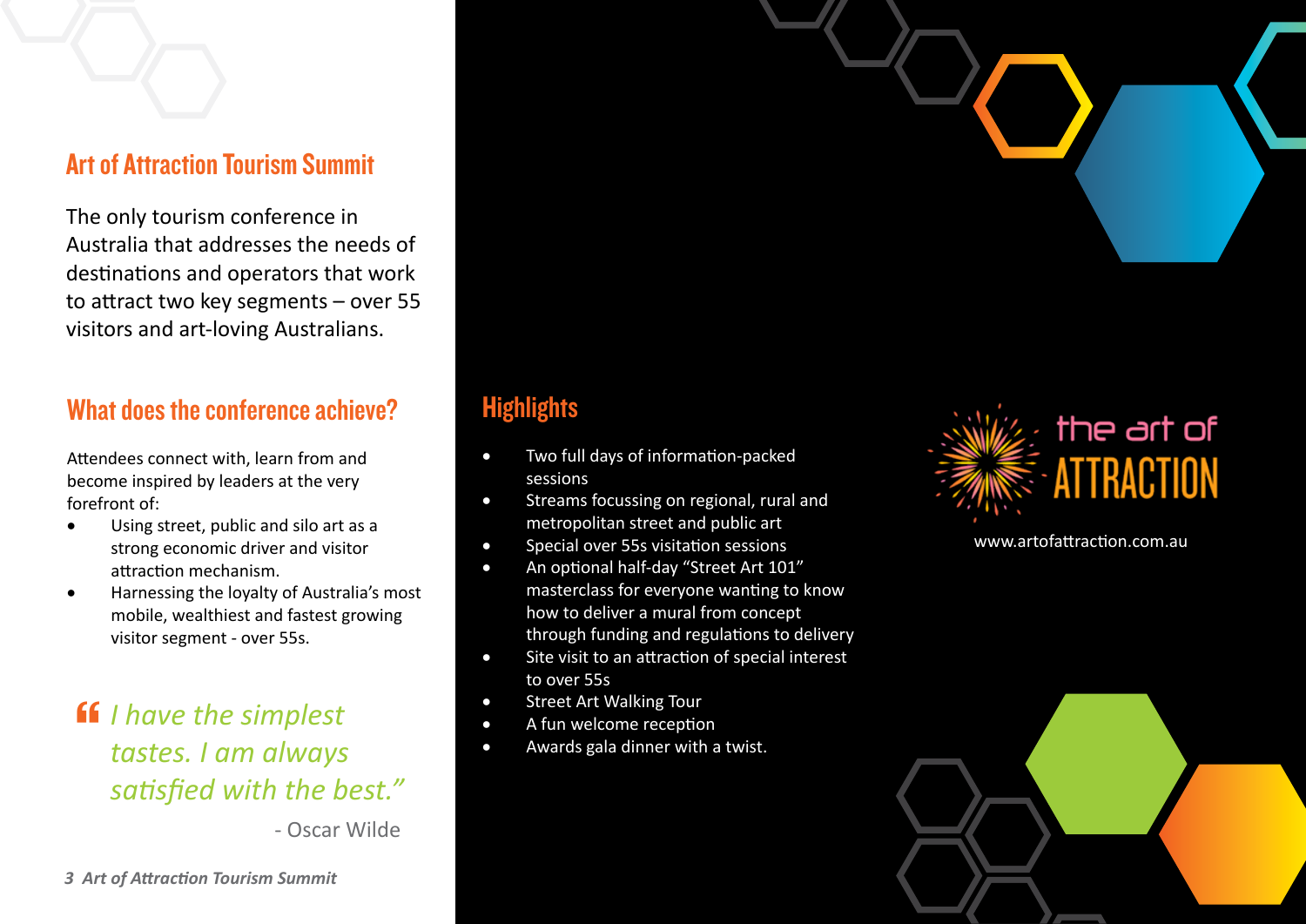## Art of Attraction Tourism Summit

The only tourism conference in Australia that addresses the needs of destinations and operators that work to attract two key segments – over 55 visitors and art-loving Australians.

## What does the conference achieve?

Attendees connect with, learn from and become inspired by leaders at the very forefront of:

- Using street, public and silo art as a strong economic driver and visitor attraction mechanism.
- Harnessing the loyalty of Australia's most mobile, wealthiest and fastest growing visitor segment - over 55s.

> *"I have the simplest tastes. I am always satisfied with the best."*
>
> \- Oscar Wilde

## Highlights

- Two full days of information-packed sessions
- Streams focussing on regional, rural and metropolitan street and public art
- Special over 55s visitation sessions
- An optional half-day "Street Art 101" masterclass for everyone wanting to know how to deliver a mural from concept through funding and regulations to delivery
- Site visit to an attraction of special interest to over 55s
- Street Art Walking Tour
- A fun welcome reception
- Awards gala dinner with a twist.

the art of ATTRACTION

www.artofattraction.com.au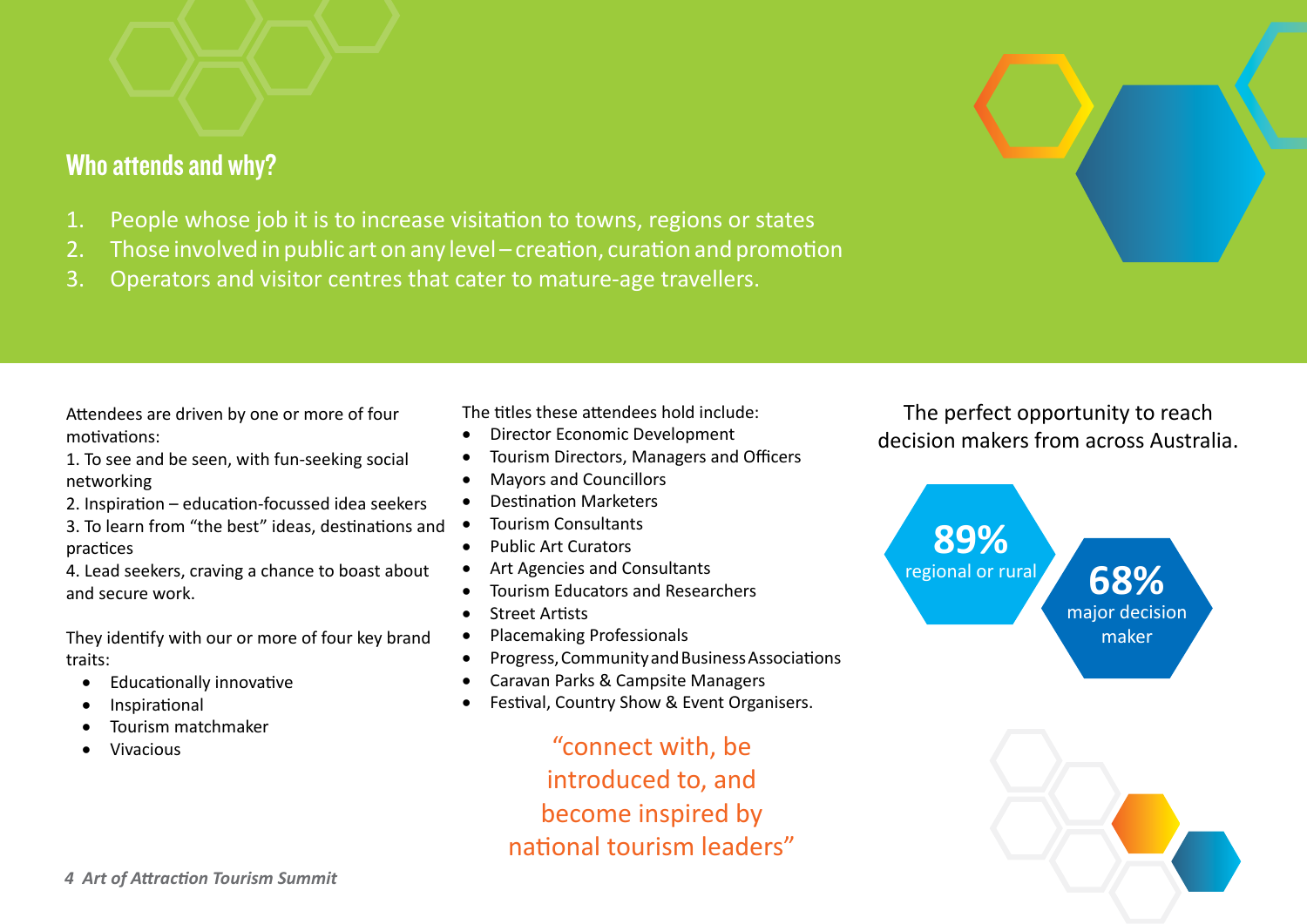## Who attends and why?

1. People whose job it is to increase visitation to towns, regions or states
2. Those involved in public art on any level – creation, curation and promotion
3. Operators and visitor centres that cater to mature-age travellers.

Attendees are driven by one or more of four motivations:
1. To see and be seen, with fun-seeking social networking
2. Inspiration – education-focussed idea seekers
3. To learn from "the best" ideas, destinations and practices
4. Lead seekers, craving a chance to boast about and secure work.

They identify with our or more of four key brand traits:

- Educationally innovative
- Inspirational
- Tourism matchmaker
- Vivacious

The titles these attendees hold include:

- Director Economic Development
- Tourism Directors, Managers and Officers
- Mayors and Councillors
- Destination Marketers
- Tourism Consultants
- Public Art Curators
- Art Agencies and Consultants
- Tourism Educators and Researchers
- Street Artists
- Placemaking Professionals
- Progress, Community and Business Associations
- Caravan Parks & Campsite Managers
- Festival, Country Show & Event Organisers.

"connect with, be introduced to, and become inspired by national tourism leaders"

The perfect opportunity to reach decision makers from across Australia.

**89%** regional or rural

**68%** major decision maker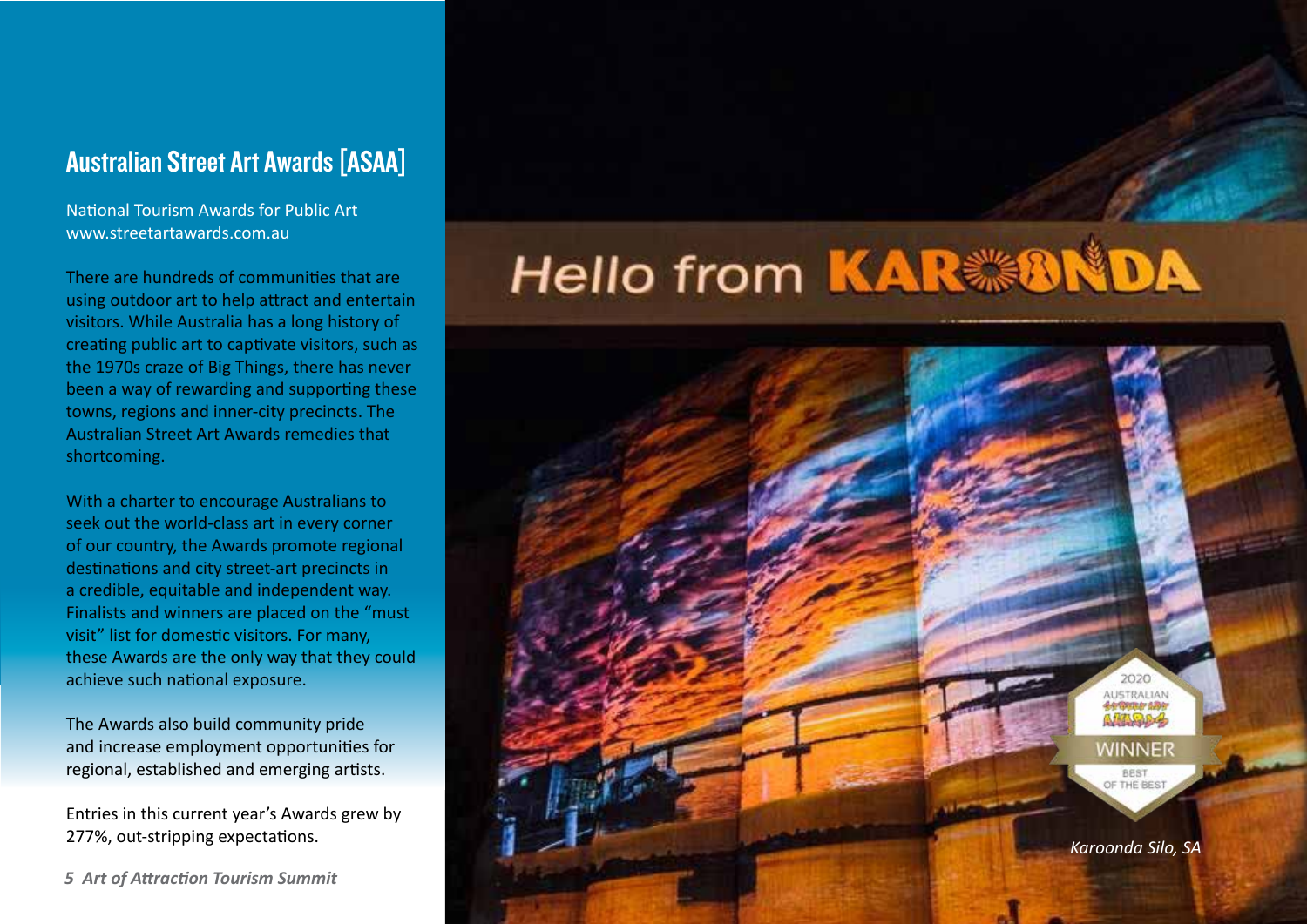## Australian Street Art Awards [ASAA]

National Tourism Awards for Public Art
www.streetartawards.com.au

There are hundreds of communities that are using outdoor art to help attract and entertain visitors. While Australia has a long history of creating public art to captivate visitors, such as the 1970s craze of Big Things, there has never been a way of rewarding and supporting these towns, regions and inner-city precincts. The Australian Street Art Awards remedies that shortcoming.

With a charter to encourage Australians to seek out the world-class art in every corner of our country, the Awards promote regional destinations and city street-art precincts in a credible, equitable and independent way. Finalists and winners are placed on the "must visit" list for domestic visitors. For many, these Awards are the only way that they could achieve such national exposure.

The Awards also build community pride and increase employment opportunities for regional, established and emerging artists.

Entries in this current year's Awards grew by 277%, out-stripping expectations.

*Karoonda Silo, SA*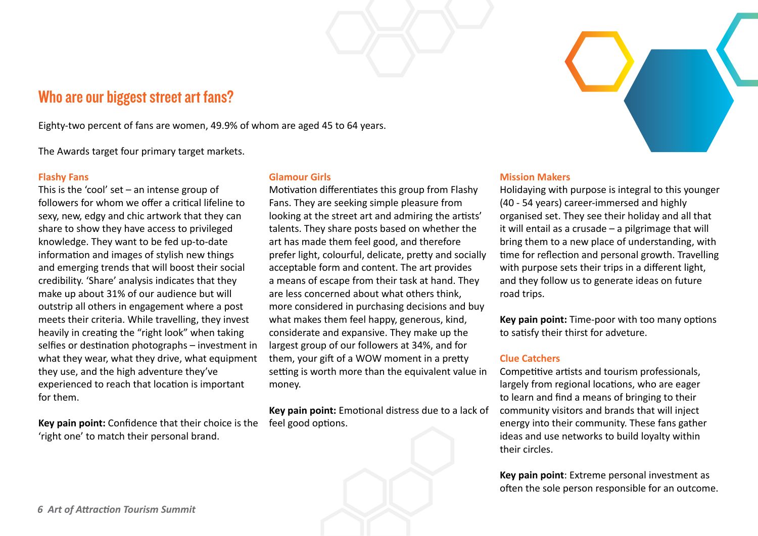## Who are our biggest street art fans?

Eighty-two percent of fans are women, 49.9% of whom are aged 45 to 64 years.

The Awards target four primary target markets.

### Flashy Fans

This is the 'cool' set – an intense group of followers for whom we offer a critical lifeline to sexy, new, edgy and chic artwork that they can share to show they have access to privileged knowledge. They want to be fed up-to-date information and images of stylish new things and emerging trends that will boost their social credibility. 'Share' analysis indicates that they make up about 31% of our audience but will outstrip all others in engagement where a post meets their criteria. While travelling, they invest heavily in creating the "right look" when taking selfies or destination photographs – investment in what they wear, what they drive, what equipment they use, and the high adventure they've experienced to reach that location is important for them.

**Key pain point:** Confidence that their choice is the 'right one' to match their personal brand.

### Glamour Girls

Motivation differentiates this group from Flashy Fans. They are seeking simple pleasure from looking at the street art and admiring the artists' talents. They share posts based on whether the art has made them feel good, and therefore prefer light, colourful, delicate, pretty and socially acceptable form and content. The art provides a means of escape from their task at hand. They are less concerned about what others think, more considered in purchasing decisions and buy what makes them feel happy, generous, kind, considerate and expansive. They make up the largest group of our followers at 34%, and for them, your gift of a WOW moment in a pretty setting is worth more than the equivalent value in money.

**Key pain point:** Emotional distress due to a lack of feel good options.

### Mission Makers

Holidaying with purpose is integral to this younger (40 - 54 years) career-immersed and highly organised set. They see their holiday and all that it will entail as a crusade – a pilgrimage that will bring them to a new place of understanding, with time for reflection and personal growth. Travelling with purpose sets their trips in a different light, and they follow us to generate ideas on future road trips.

**Key pain point:** Time-poor with too many options to satisfy their thirst for adveture.

### Clue Catchers

Competitive artists and tourism professionals, largely from regional locations, who are eager to learn and find a means of bringing to their community visitors and brands that will inject energy into their community. These fans gather ideas and use networks to build loyalty within their circles.

**Key pain point**: Extreme personal investment as often the sole person responsible for an outcome.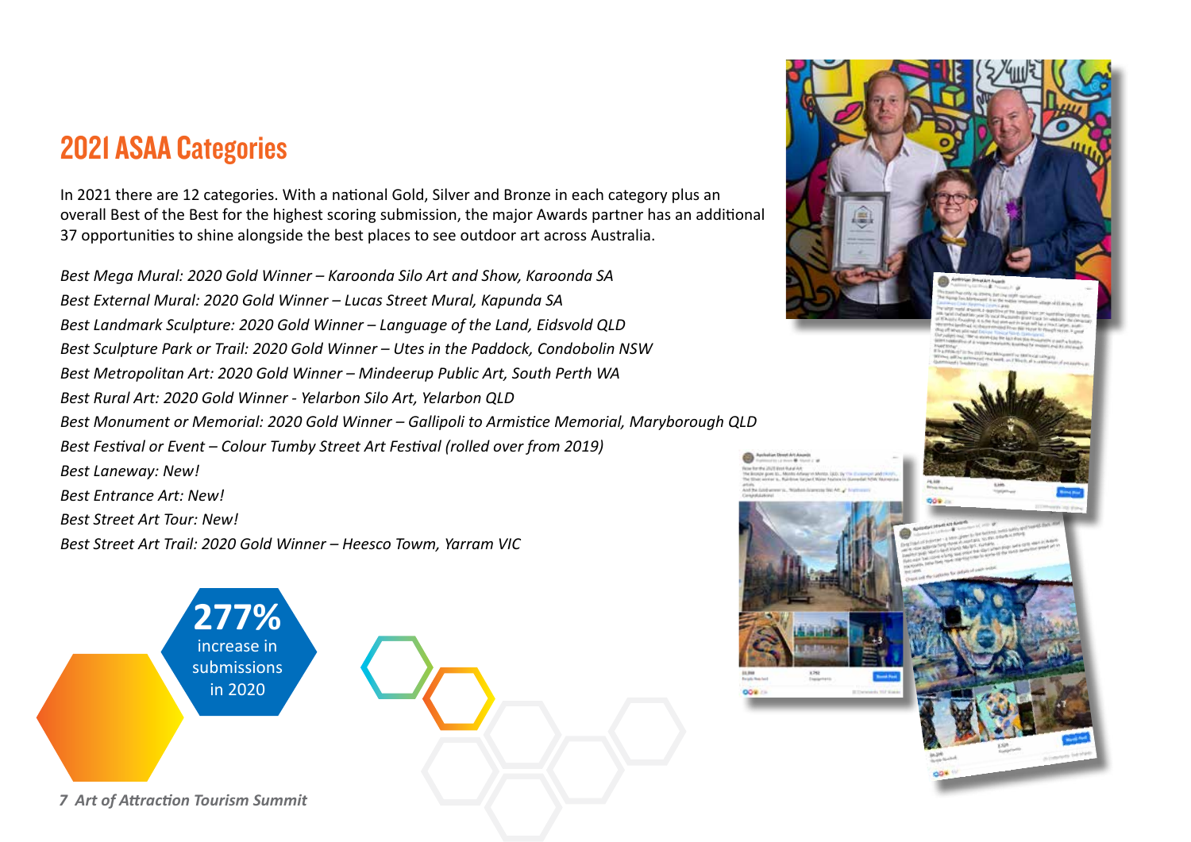## 2021 ASAA Categories

In 2021 there are 12 categories. With a national Gold, Silver and Bronze in each category plus an overall Best of the Best for the highest scoring submission, the major Awards partner has an additional 37 opportunities to shine alongside the best places to see outdoor art across Australia.

*Best Mega Mural: 2020 Gold Winner – Karoonda Silo Art and Show, Karoonda SA*
*Best External Mural: 2020 Gold Winner – Lucas Street Mural, Kapunda SA*
*Best Landmark Sculpture: 2020 Gold Winner – Language of the Land, Eidsvold QLD*
*Best Sculpture Park or Trail: 2020 Gold Winner – Utes in the Paddock, Condobolin NSW*
*Best Metropolitan Art: 2020 Gold Winner – Mindeerup Public Art, South Perth WA*
*Best Rural Art: 2020 Gold Winner - Yelarbon Silo Art, Yelarbon QLD*
*Best Monument or Memorial: 2020 Gold Winner – Gallipoli to Armistice Memorial, Maryborough QLD*
*Best Festival or Event – Colour Tumby Street Art Festival (rolled over from 2019)*
*Best Laneway: New!*
*Best Entrance Art: New!*
*Best Street Art Tour: New!*
*Best Street Art Trail: 2020 Gold Winner – Heesco Towm, Yarram VIC*

**277%** increase in submissions in 2020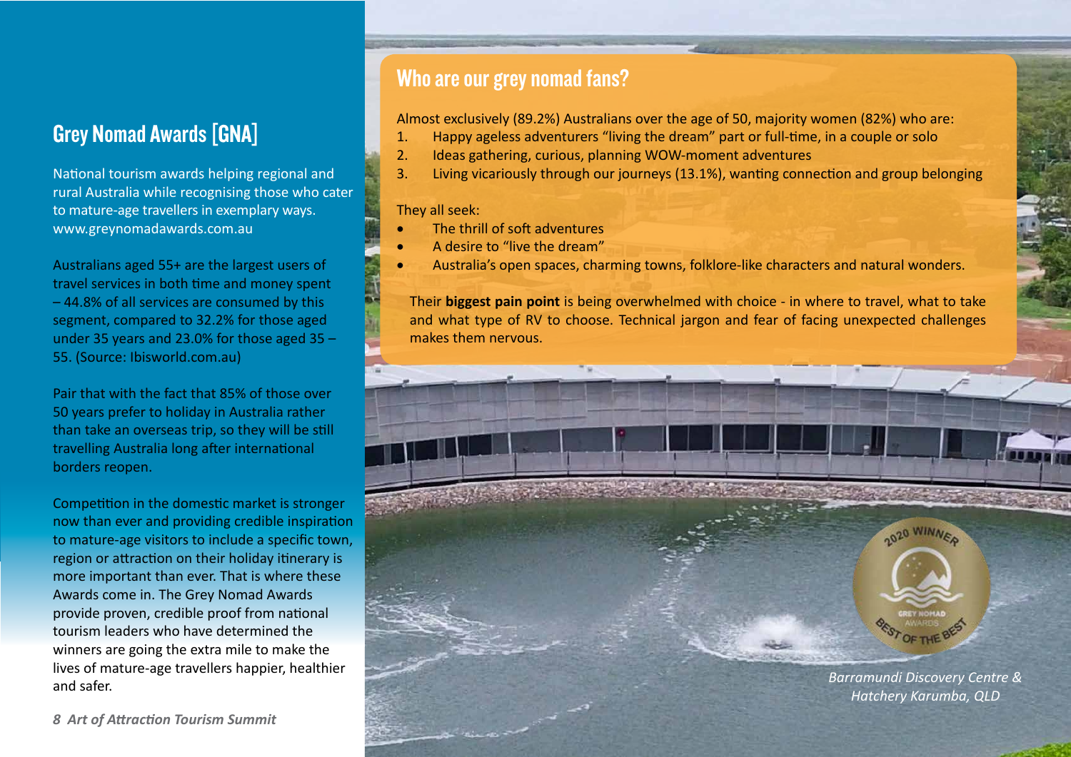## Grey Nomad Awards [GNA]

National tourism awards helping regional and rural Australia while recognising those who cater to mature-age travellers in exemplary ways. www.greynomadawards.com.au

Australians aged 55+ are the largest users of travel services in both time and money spent – 44.8% of all services are consumed by this segment, compared to 32.2% for those aged under 35 years and 23.0% for those aged 35 – 55. (Source: Ibisworld.com.au)

Pair that with the fact that 85% of those over 50 years prefer to holiday in Australia rather than take an overseas trip, so they will be still travelling Australia long after international borders reopen.

Competition in the domestic market is stronger now than ever and providing credible inspiration to mature-age visitors to include a specific town, region or attraction on their holiday itinerary is more important than ever. That is where these Awards come in. The Grey Nomad Awards provide proven, credible proof from national tourism leaders who have determined the winners are going the extra mile to make the lives of mature-age travellers happier, healthier and safer.

## Who are our grey nomad fans?

Almost exclusively (89.2%) Australians over the age of 50, majority women (82%) who are:

1. Happy ageless adventurers "living the dream" part or full-time, in a couple or solo
2. Ideas gathering, curious, planning WOW-moment adventures
3. Living vicariously through our journeys (13.1%), wanting connection and group belonging

They all seek:

- The thrill of soft adventures
- A desire to "live the dream"
- Australia's open spaces, charming towns, folklore-like characters and natural wonders.

Their **biggest pain point** is being overwhelmed with choice - in where to travel, what to take and what type of RV to choose. Technical jargon and fear of facing unexpected challenges makes them nervous.

2020 WINNER GREY NOMAD AWARDS BEST OF THE BEST

*Barramundi Discovery Centre & Hatchery Karumba, QLD*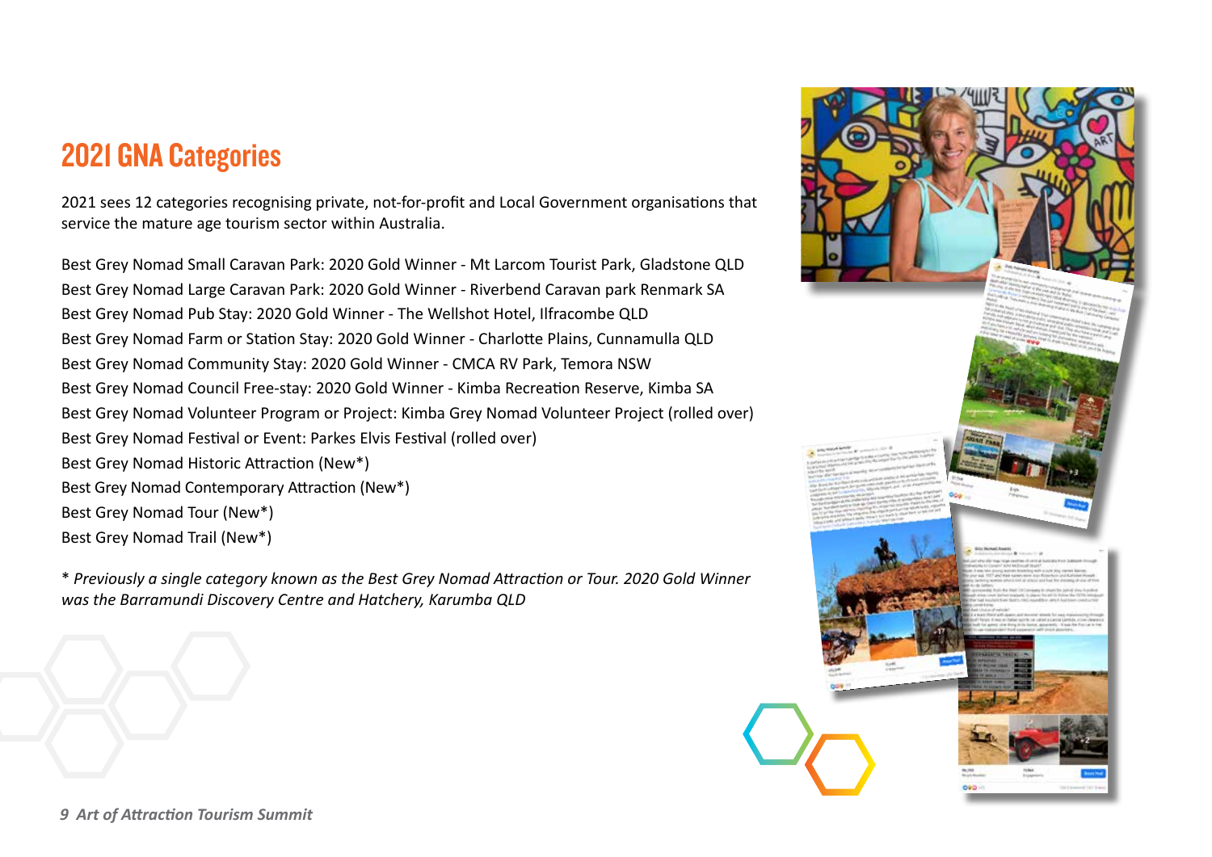## 2021 GNA Categories

2021 sees 12 categories recognising private, not-for-profit and Local Government organisations that service the mature age tourism sector within Australia.

Best Grey Nomad Small Caravan Park: 2020 Gold Winner - Mt Larcom Tourist Park, Gladstone QLD
Best Grey Nomad Large Caravan Park: 2020 Gold Winner - Riverbend Caravan park Renmark SA
Best Grey Nomad Pub Stay: 2020 Gold Winner - The Wellshot Hotel, Ilfracombe QLD
Best Grey Nomad Farm or Station Stay: 2020 Gold Winner - Charlotte Plains, Cunnamulla QLD
Best Grey Nomad Community Stay: 2020 Gold Winner - CMCA RV Park, Temora NSW
Best Grey Nomad Council Free-stay: 2020 Gold Winner - Kimba Recreation Reserve, Kimba SA
Best Grey Nomad Volunteer Program or Project: Kimba Grey Nomad Volunteer Project (rolled over)
Best Grey Nomad Festival or Event: Parkes Elvis Festival (rolled over)
Best Grey Nomad Historic Attraction (New*)
Best Grey Nomad Contemporary Attraction (New*)
Best Grey Nomad Tour (New*)
Best Grey Nomad Trail (New*)

*\* Previously a single category known as the Best Grey Nomad Attraction or Tour. 2020 Gold Winner was the Barramundi Discovery Centre and Hatchery, Karumba QLD*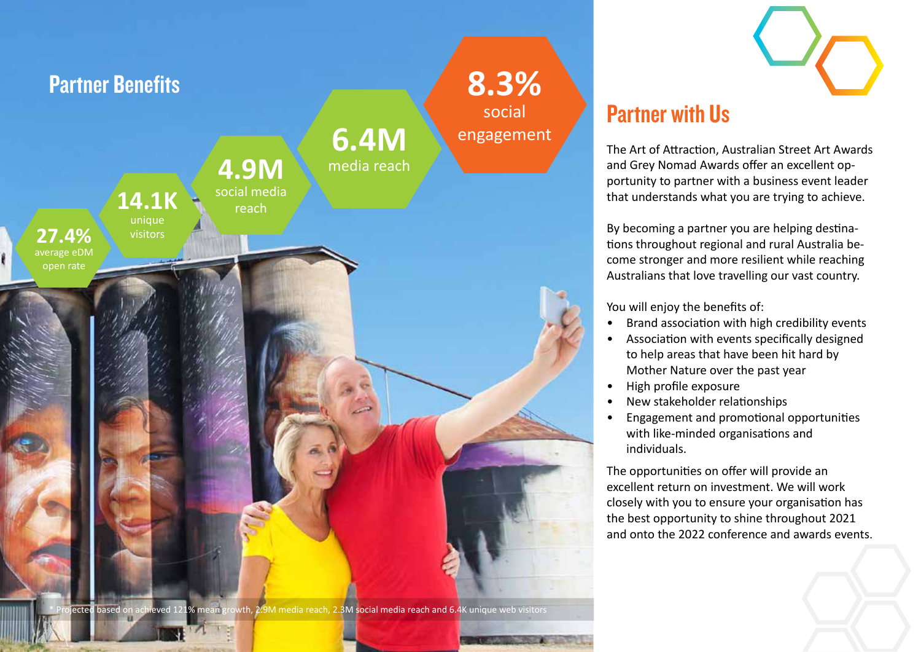## Partner Benefits

**27.4%** average eDM open rate

**14.1K** unique visitors

**4.9M** social media reach

**6.4M** media reach

**8.3%** social engagement

\* Projected based on achieved 121% mean growth, 2.9M media reach, 2.3M social media reach and 6.4K unique web visitors

## Partner with Us

The Art of Attraction, Australian Street Art Awards and Grey Nomad Awards offer an excellent opportunity to partner with a business event leader that understands what you are trying to achieve.

By becoming a partner you are helping destinations throughout regional and rural Australia become stronger and more resilient while reaching Australians that love travelling our vast country.

You will enjoy the benefits of:

- Brand association with high credibility events
- Association with events specifically designed to help areas that have been hit hard by Mother Nature over the past year
- High profile exposure
- New stakeholder relationships
- Engagement and promotional opportunities with like-minded organisations and individuals.

The opportunities on offer will provide an excellent return on investment. We will work closely with you to ensure your organisation has the best opportunity to shine throughout 2021 and onto the 2022 conference and awards events.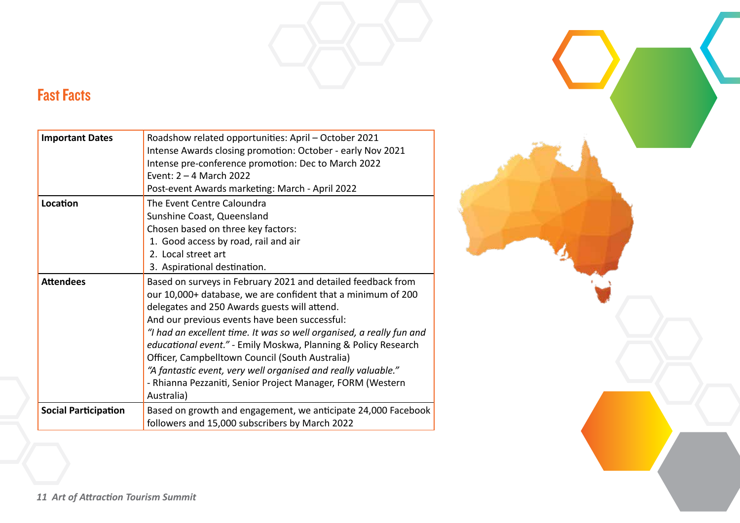## Fast Facts

| | |
|---|---|
| **Important Dates** | Roadshow related opportunities: April – October 2021<br>Intense Awards closing promotion: October - early Nov 2021<br>Intense pre-conference promotion: Dec to March 2022<br>Event: 2 – 4 March 2022<br>Post-event Awards marketing: March - April 2022 |
| **Location** | The Event Centre Caloundra<br>Sunshine Coast, Queensland<br>Chosen based on three key factors:<br>1. Good access by road, rail and air<br>2. Local street art<br>3. Aspirational destination. |
| **Attendees** | Based on surveys in February 2021 and detailed feedback from our 10,000+ database, we are confident that a minimum of 200 delegates and 250 Awards guests will attend.<br>And our previous events have been successful:<br>*"I had an excellent time. It was so well organised, a really fun and educational event."* - Emily Moskwa, Planning & Policy Research Officer, Campbelltown Council (South Australia)<br>*"A fantastic event, very well organised and really valuable."* - Rhianna Pezzaniti, Senior Project Manager, FORM (Western Australia) |
| **Social Participation** | Based on growth and engagement, we anticipate 24,000 Facebook followers and 15,000 subscribers by March 2022 |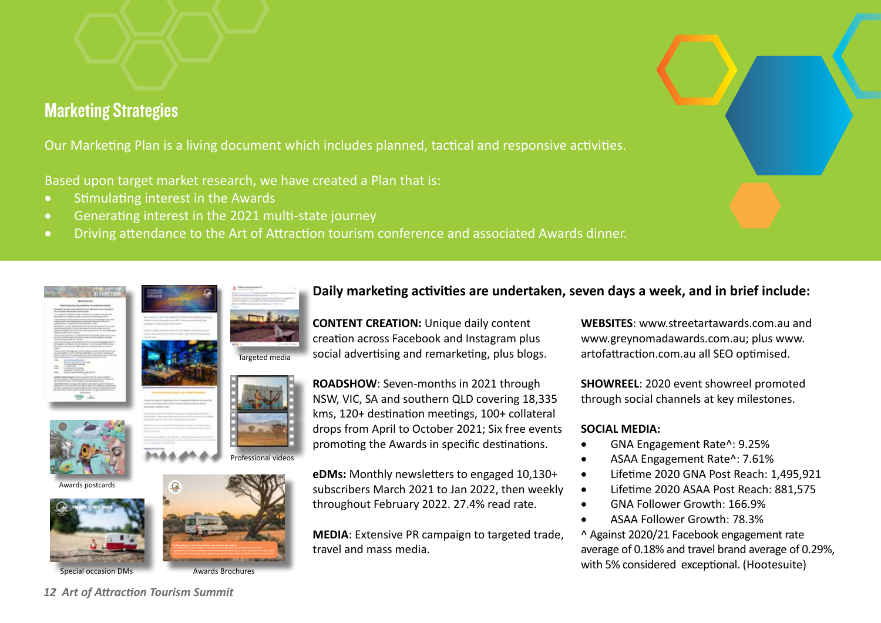## Marketing Strategies

Our Marketing Plan is a living document which includes planned, tactical and responsive activities.

Based upon target market research, we have created a Plan that is:

- Stimulating interest in the Awards
- Generating interest in the 2021 multi-state journey
- Driving attendance to the Art of Attraction tourism conference and associated Awards dinner.

Targeted media

Professional videos

Awards postcards

Special occasion DMs

Awards Brochures

### Daily marketing activities are undertaken, seven days a week, and in brief include:

**CONTENT CREATION:** Unique daily content creation across Facebook and Instagram plus social advertising and remarketing, plus blogs.

**ROADSHOW**: Seven-months in 2021 through NSW, VIC, SA and southern QLD covering 18,335 kms, 120+ destination meetings, 100+ collateral drops from April to October 2021; Six free events promoting the Awards in specific destinations.

**eDMs:** Monthly newsletters to engaged 10,130+ subscribers March 2021 to Jan 2022, then weekly throughout February 2022. 27.4% read rate.

**MEDIA**: Extensive PR campaign to targeted trade, travel and mass media.

**WEBSITES**: www.streetartawards.com.au and www.greynomadawards.com.au; plus www.artofattraction.com.au all SEO optimised.

**SHOWREEL**: 2020 event showreel promoted through social channels at key milestones.

**SOCIAL MEDIA:**

- GNA Engagement Rate^: 9.25%
- ASAA Engagement Rate^: 7.61%
- Lifetime 2020 GNA Post Reach: 1,495,921
- Lifetime 2020 ASAA Post Reach: 881,575
- GNA Follower Growth: 166.9%
- ASAA Follower Growth: 78.3%

^ Against 2020/21 Facebook engagement rate average of 0.18% and travel brand average of 0.29%, with 5% considered exceptional. (Hootesuite)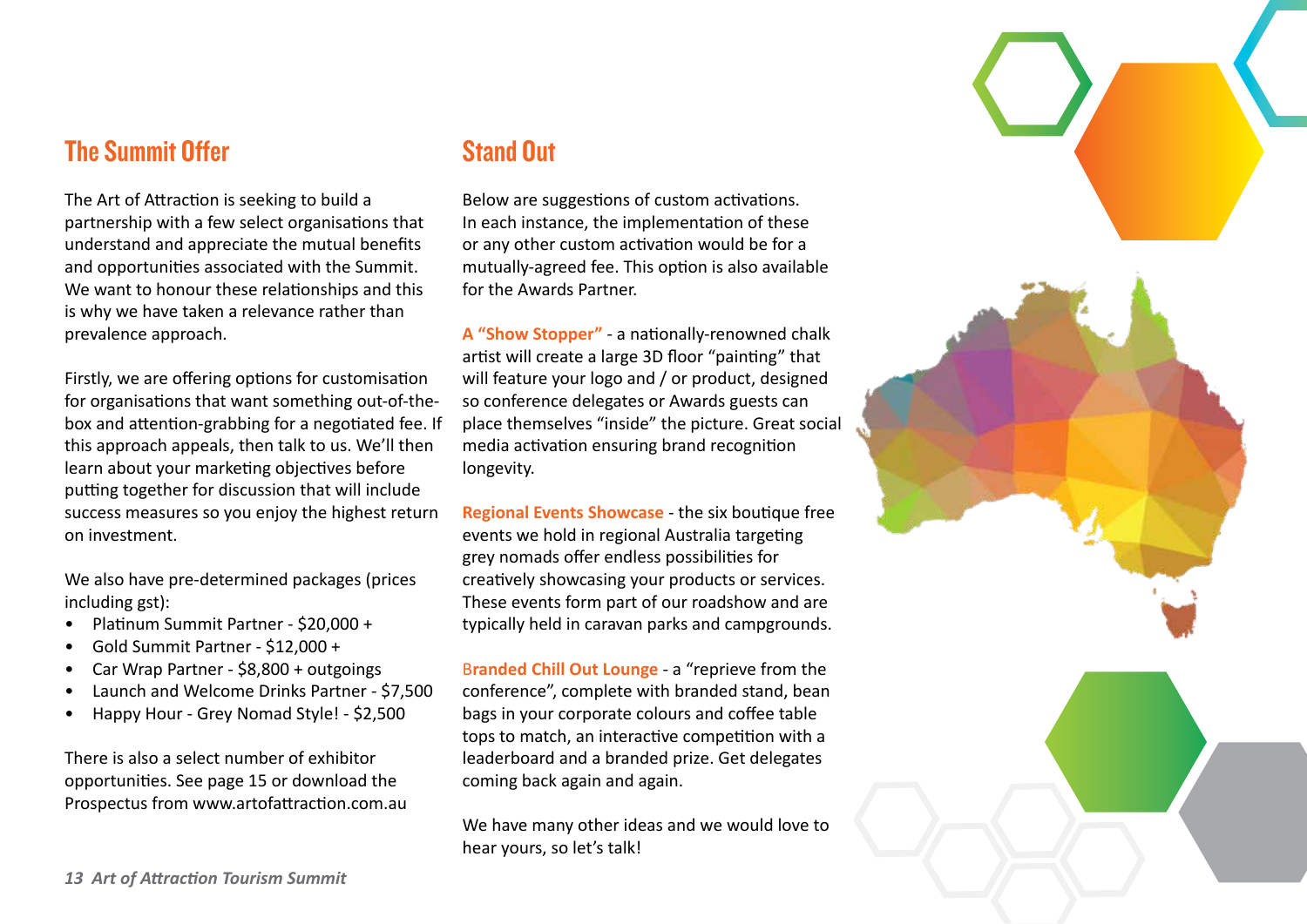## The Summit Offer

The Art of Attraction is seeking to build a partnership with a few select organisations that understand and appreciate the mutual benefits and opportunities associated with the Summit. We want to honour these relationships and this is why we have taken a relevance rather than prevalence approach.

Firstly, we are offering options for customisation for organisations that want something out-of-the-box and attention-grabbing for a negotiated fee. If this approach appeals, then talk to us. We'll then learn about your marketing objectives before putting together for discussion that will include success measures so you enjoy the highest return on investment.

We also have pre-determined packages (prices including gst):

- Platinum Summit Partner - $20,000 +
- Gold Summit Partner - $12,000 +
- Car Wrap Partner - $8,800 + outgoings
- Launch and Welcome Drinks Partner - $7,500
- Happy Hour - Grey Nomad Style! - $2,500

There is also a select number of exhibitor opportunities. See page 15 or download the Prospectus from www.artofattraction.com.au

## Stand Out

Below are suggestions of custom activations. In each instance, the implementation of these or any other custom activation would be for a mutually-agreed fee. This option is also available for the Awards Partner.

**A "Show Stopper"** - a nationally-renowned chalk artist will create a large 3D floor "painting" that will feature your logo and / or product, designed so conference delegates or Awards guests can place themselves "inside" the picture. Great social media activation ensuring brand recognition longevity.

**Regional Events Showcase** - the six boutique free events we hold in regional Australia targeting grey nomads offer endless possibilities for creatively showcasing your products or services. These events form part of our roadshow and are typically held in caravan parks and campgrounds.

**Branded Chill Out Lounge** - a "reprieve from the conference", complete with branded stand, bean bags in your corporate colours and coffee table tops to match, an interactive competition with a leaderboard and a branded prize. Get delegates coming back again and again.

We have many other ideas and we would love to hear yours, so let's talk!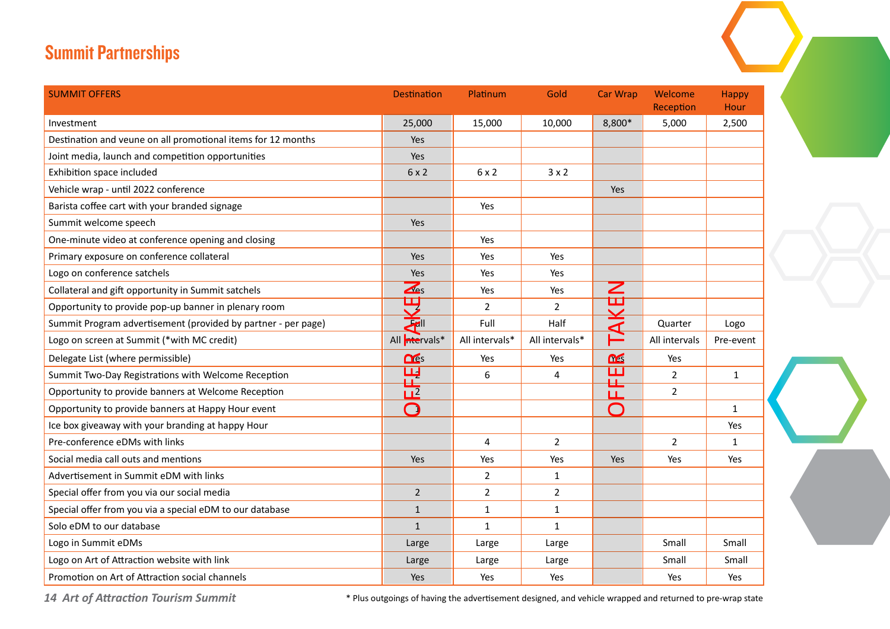## Summit Partnerships

| SUMMIT OFFERS | Destination | Platinum | Gold | Car Wrap | Welcome Reception | Happy Hour |
|---|---|---|---|---|---|---|
| Investment | 25,000 | 15,000 | 10,000 | 8,800* | 5,000 | 2,500 |
| Destination and veune on all promotional items for 12 months | Yes | | | | | |
| Joint media, launch and competition opportunities | Yes | | | | | |
| Exhibition space included | 6 x 2 | 6 x 2 | 3 x 2 | | | |
| Vehicle wrap - until 2022 conference | | | | Yes | | |
| Barista coffee cart with your branded signage | | Yes | | | | |
| Summit welcome speech | Yes | | | | | |
| One-minute video at conference opening and closing | | Yes | | | | |
| Primary exposure on conference collateral | Yes | Yes | Yes | | | |
| Logo on conference satchels | Yes | Yes | Yes | | | |
| Collateral and gift opportunity in Summit satchels | Yes | Yes | Yes | | | |
| Opportunity to provide pop-up banner in plenary room | 2 | 2 | 2 | | | |
| Summit Program advertisement (provided by partner - per page) | Full | Full | Half | | Quarter | Logo |
| Logo on screen at Summit (*with MC credit) | All intervals* | All intervals* | All intervals* | | All intervals | Pre-event |
| Delegate List (where permissible) | Yes | Yes | Yes | Yes | Yes | |
| Summit Two-Day Registrations with Welcome Reception | 2 | 6 | 4 | | 2 | 1 |
| Opportunity to provide banners at Welcome Reception | 2 | | | | 2 | |
| Opportunity to provide banners at Happy Hour event | 1 | | | | | 1 |
| Ice box giveaway with your branding at happy Hour | | | | | | Yes |
| Pre-conference eDMs with links | | 4 | 2 | | 2 | 1 |
| Social media call outs and mentions | Yes | Yes | Yes | Yes | Yes | Yes |
| Advertisement in Summit eDM with links | | 2 | 1 | | | |
| Special offer from you via our social media | 2 | 2 | 2 | | | |
| Special offer from you via a special eDM to our database | 1 | 1 | 1 | | | |
| Solo eDM to our database | 1 | 1 | 1 | | | |
| Logo in Summit eDMs | Large | Large | Large | | Small | Small |
| Logo on Art of Attraction website with link | Large | Large | Large | | Small | Small |
| Promotion on Art of Attraction social channels | Yes | Yes | Yes | | Yes | Yes |

Destination: OFFER TAKEN

Car Wrap: OFFER TAKEN

* Plus outgoings of having the advertisement designed, and vehicle wrapped and returned to pre-wrap state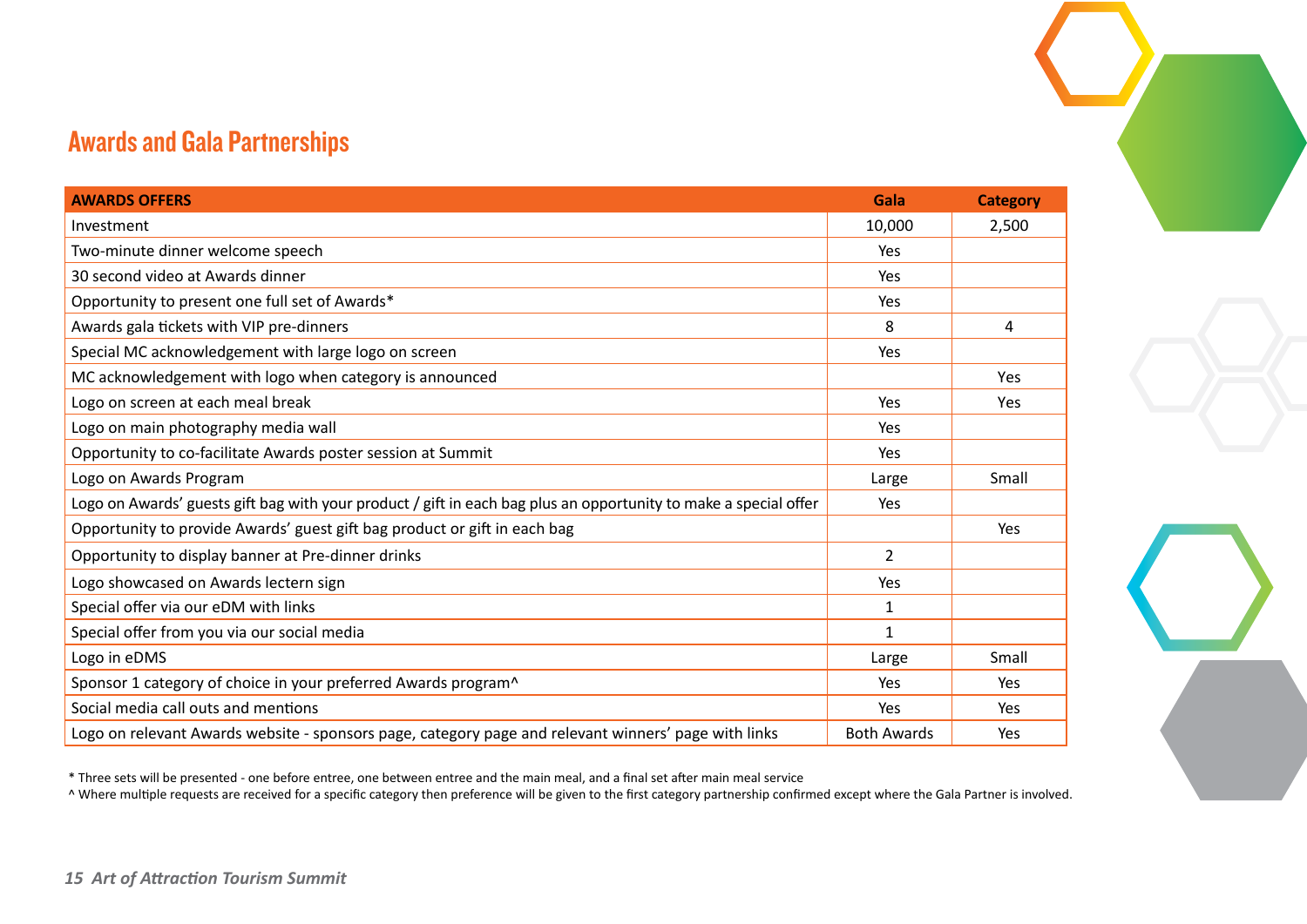## Awards and Gala Partnerships

| AWARDS OFFERS | Gala | Category |
|---|---|---|
| Investment | 10,000 | 2,500 |
| Two-minute dinner welcome speech | Yes | |
| 30 second video at Awards dinner | Yes | |
| Opportunity to present one full set of Awards* | Yes | |
| Awards gala tickets with VIP pre-dinners | 8 | 4 |
| Special MC acknowledgement with large logo on screen | Yes | |
| MC acknowledgement with logo when category is announced | | Yes |
| Logo on screen at each meal break | Yes | Yes |
| Logo on main photography media wall | Yes | |
| Opportunity to co-facilitate Awards poster session at Summit | Yes | |
| Logo on Awards Program | Large | Small |
| Logo on Awards' guests gift bag with your product / gift in each bag plus an opportunity to make a special offer | Yes | |
| Opportunity to provide Awards' guest gift bag product or gift in each bag | | Yes |
| Opportunity to display banner at Pre-dinner drinks | 2 | |
| Logo showcased on Awards lectern sign | Yes | |
| Special offer via our eDM with links | 1 | |
| Special offer from you via our social media | 1 | |
| Logo in eDMS | Large | Small |
| Sponsor 1 category of choice in your preferred Awards program^ | Yes | Yes |
| Social media call outs and mentions | Yes | Yes |
| Logo on relevant Awards website - sponsors page, category page and relevant winners' page with links | Both Awards | Yes |

* Three sets will be presented - one before entree, one between entree and the main meal, and a final set after main meal service

^ Where multiple requests are received for a specific category then preference will be given to the first category partnership confirmed except where the Gala Partner is involved.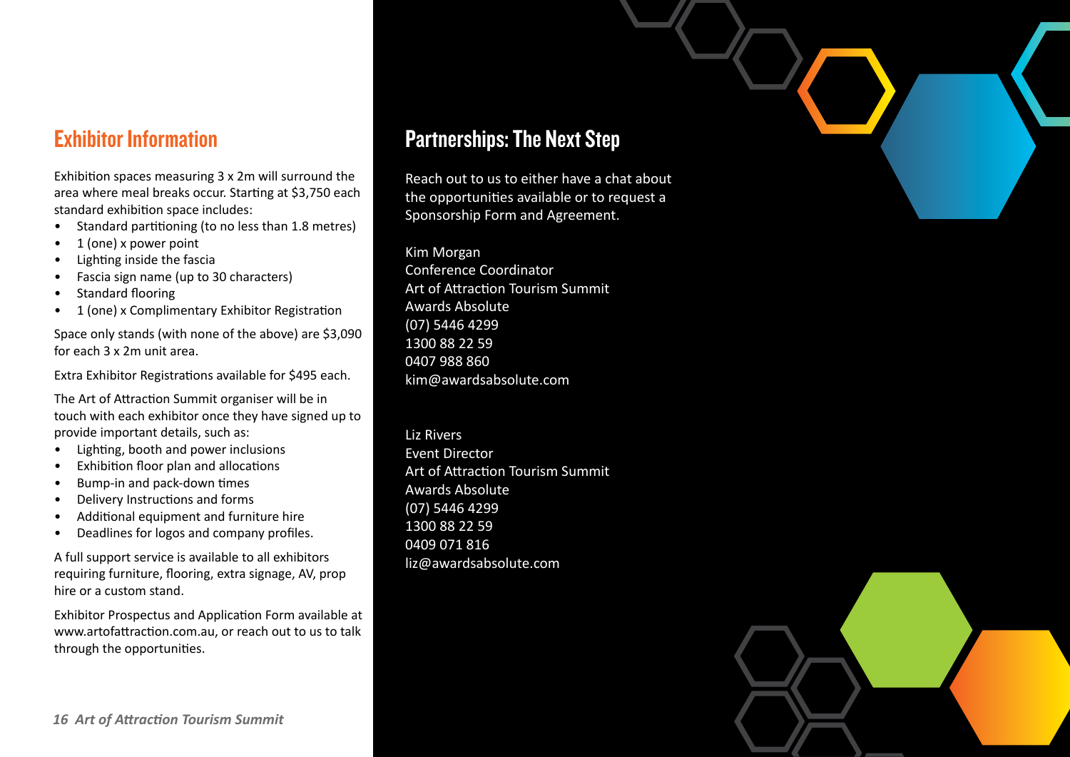## Exhibitor Information

Exhibition spaces measuring 3 x 2m will surround the area where meal breaks occur. Starting at $3,750 each standard exhibition space includes:

- Standard partitioning (to no less than 1.8 metres)
- 1 (one) x power point
- Lighting inside the fascia
- Fascia sign name (up to 30 characters)
- Standard flooring
- 1 (one) x Complimentary Exhibitor Registration

Space only stands (with none of the above) are $3,090 for each 3 x 2m unit area.

Extra Exhibitor Registrations available for $495 each.

The Art of Attraction Summit organiser will be in touch with each exhibitor once they have signed up to provide important details, such as:

- Lighting, booth and power inclusions
- Exhibition floor plan and allocations
- Bump-in and pack-down times
- Delivery Instructions and forms
- Additional equipment and furniture hire
- Deadlines for logos and company profiles.

A full support service is available to all exhibitors requiring furniture, flooring, extra signage, AV, prop hire or a custom stand.

Exhibitor Prospectus and Application Form available at www.artofattraction.com.au, or reach out to us to talk through the opportunities.

## Partnerships: The Next Step

Reach out to us to either have a chat about the opportunities available or to request a Sponsorship Form and Agreement.

Kim Morgan
Conference Coordinator
Art of Attraction Tourism Summit
Awards Absolute
(07) 5446 4299
1300 88 22 59
0407 988 860
kim@awardsabsolute.com

Liz Rivers
Event Director
Art of Attraction Tourism Summit
Awards Absolute
(07) 5446 4299
1300 88 22 59
0409 071 816
liz@awardsabsolute.com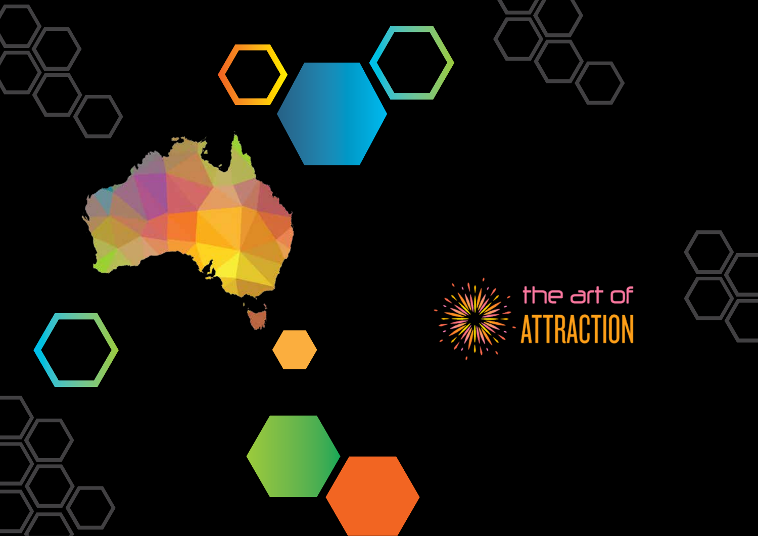the art of ATTRACTION